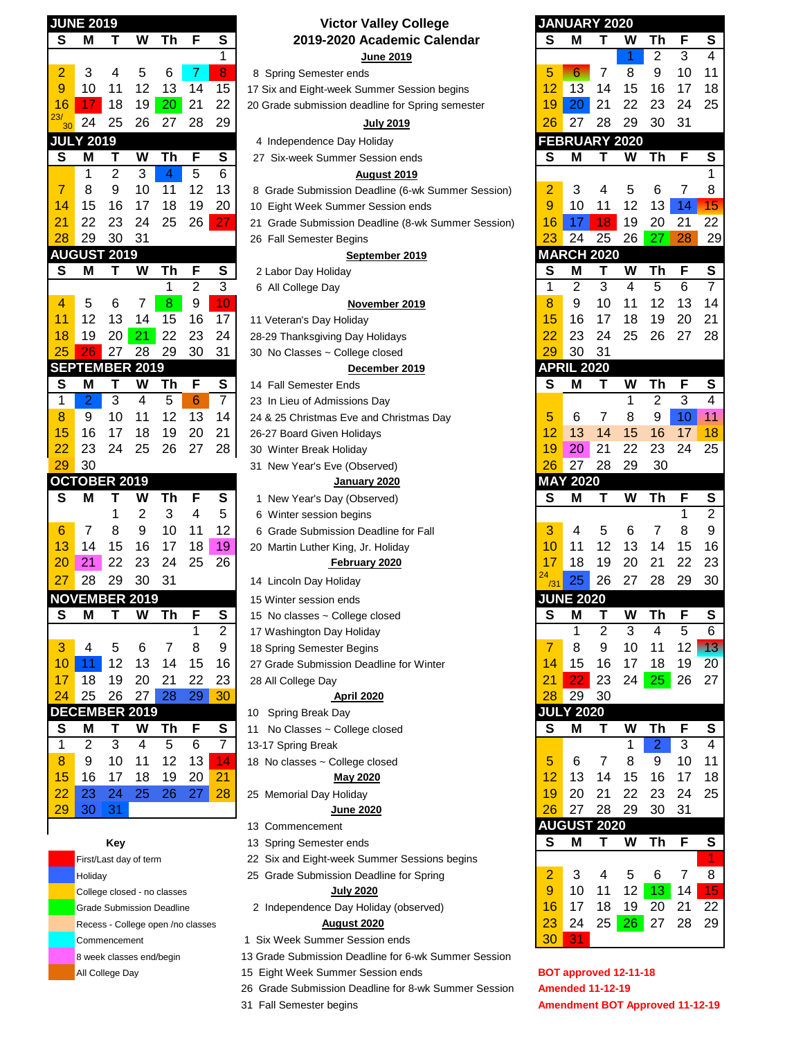# Victor Valley College 2019-2020 Academic Calendar

**June 2019**

8 Spring Semester ends
17 Six and Eight-week Summer Session begins
20 Grade submission deadline for Spring semester

**July 2019**

4 Independence Day Holiday
27 Six-week Summer Session ends

**August 2019**

8 Grade Submission Deadline (6-wk Summer Session)
10 Eight Week Summer Session ends
21 Grade Submission Deadline (8-wk Summer Session)
26 Fall Semester Begins

**September 2019**

2 Labor Day Holiday
6 All College Day

**November 2019**

11 Veteran's Day Holiday
28-29 Thanksgiving Day Holidays
30 No Classes ~ College closed

**December 2019**

14 Fall Semester Ends
23 In Lieu of Admissions Day
24 & 25 Christmas Eve and Christmas Day
26-27 Board Given Holidays
30 Winter Break Holiday
31 New Year's Eve (Observed)

**January 2020**

1 New Year's Day (Observed)
6 Winter session begins
6 Grade Submission Deadline for Fall
20 Martin Luther King, Jr. Holiday

**February 2020**

14 Lincoln Day Holiday
15 Winter session ends
15 No classes ~ College closed
17 Washington Day Holiday
18 Spring Semester Begins
27 Grade Submission Deadline for Winter
28 All College Day

**April 2020**

10 Spring Break Day
11 No Classes ~ College closed
13-17 Spring Break
18 No classes ~ College closed

**May 2020**

25 Memorial Day Holiday

**June 2020**

13 Commencement
13 Spring Semester ends
22 Six and Eight-week Summer Sessions begins
25 Grade Submission Deadline for Spring

**July 2020**

2 Independence Day Holiday (observed)

**August 2020**

1 Six Week Summer Session ends
13 Grade Submission Deadline for 6-wk Summer Session
15 Eight Week Summer Session ends
26 Grade Submission Deadline for 8-wk Summer Session
31 Fall Semester begins

## Key

- First/Last day of term
- Holiday
- College closed - no classes
- Grade Submission Deadline
- Recess - College open /no classes
- Commencement
- 8 week classes end/begin
- All College Day

**BOT approved 12-11-18**
**Amended 11-12-19**
**Amendment BOT Approved 11-12-19**

## JUNE 2019

| S | M | T | W | Th | F | S |
|---|---|---|---|---|---|---|
| | | | | | | 1 |
| 2 | 3 | 4 | 5 | 6 | 7 | 8 |
| 9 | 10 | 11 | 12 | 13 | 14 | 15 |
| 16 | 17 | 18 | 19 | 20 | 21 | 22 |
| 23/30 | 24 | 25 | 26 | 27 | 28 | 29 |

## JULY 2019

| S | M | T | W | Th | F | S |
|---|---|---|---|---|---|---|
| | 1 | 2 | 3 | 4 | 5 | 6 |
| 7 | 8 | 9 | 10 | 11 | 12 | 13 |
| 14 | 15 | 16 | 17 | 18 | 19 | 20 |
| 21 | 22 | 23 | 24 | 25 | 26 | 27 |
| 28 | 29 | 30 | 31 | | | |

## AUGUST 2019

| S | M | T | W | Th | F | S |
|---|---|---|---|---|---|---|
| | | | | 1 | 2 | 3 |
| 4 | 5 | 6 | 7 | 8 | 9 | 10 |
| 11 | 12 | 13 | 14 | 15 | 16 | 17 |
| 18 | 19 | 20 | 21 | 22 | 23 | 24 |
| 25 | 26 | 27 | 28 | 29 | 30 | 31 |

## SEPTEMBER 2019

| S | M | T | W | Th | F | S |
|---|---|---|---|---|---|---|
| 1 | 2 | 3 | 4 | 5 | 6 | 7 |
| 8 | 9 | 10 | 11 | 12 | 13 | 14 |
| 15 | 16 | 17 | 18 | 19 | 20 | 21 |
| 22 | 23 | 24 | 25 | 26 | 27 | 28 |
| 29 | 30 | | | | | |

## OCTOBER 2019

| S | M | T | W | Th | F | S |
|---|---|---|---|---|---|---|
| | | 1 | 2 | 3 | 4 | 5 |
| 6 | 7 | 8 | 9 | 10 | 11 | 12 |
| 13 | 14 | 15 | 16 | 17 | 18 | 19 |
| 20 | 21 | 22 | 23 | 24 | 25 | 26 |
| 27 | 28 | 29 | 30 | 31 | | |

## NOVEMBER 2019

| S | M | T | W | Th | F | S |
|---|---|---|---|---|---|---|
| | | | | | 1 | 2 |
| 3 | 4 | 5 | 6 | 7 | 8 | 9 |
| 10 | 11 | 12 | 13 | 14 | 15 | 16 |
| 17 | 18 | 19 | 20 | 21 | 22 | 23 |
| 24 | 25 | 26 | 27 | 28 | 29 | 30 |

## DECEMBER 2019

| S | M | T | W | Th | F | S |
|---|---|---|---|---|---|---|
| 1 | 2 | 3 | 4 | 5 | 6 | 7 |
| 8 | 9 | 10 | 11 | 12 | 13 | 14 |
| 15 | 16 | 17 | 18 | 19 | 20 | 21 |
| 22 | 23 | 24 | 25 | 26 | 27 | 28 |
| 29 | 30 | 31 | | | | |

## JANUARY 2020

| S | M | T | W | Th | F | S |
|---|---|---|---|---|---|---|
| | | | 1 | 2 | 3 | 4 |
| 5 | 6 | 7 | 8 | 9 | 10 | 11 |
| 12 | 13 | 14 | 15 | 16 | 17 | 18 |
| 19 | 20 | 21 | 22 | 23 | 24 | 25 |
| 26 | 27 | 28 | 29 | 30 | 31 | |

## FEBRUARY 2020

| S | M | T | W | Th | F | S |
|---|---|---|---|---|---|---|
| | | | | | | 1 |
| 2 | 3 | 4 | 5 | 6 | 7 | 8 |
| 9 | 10 | 11 | 12 | 13 | 14 | 15 |
| 16 | 17 | 18 | 19 | 20 | 21 | 22 |
| 23 | 24 | 25 | 26 | 27 | 28 | 29 |

## MARCH 2020

| S | M | T | W | Th | F | S |
|---|---|---|---|---|---|---|
| 1 | 2 | 3 | 4 | 5 | 6 | 7 |
| 8 | 9 | 10 | 11 | 12 | 13 | 14 |
| 15 | 16 | 17 | 18 | 19 | 20 | 21 |
| 22 | 23 | 24 | 25 | 26 | 27 | 28 |
| 29 | 30 | 31 | | | | |

## APRIL 2020

| S | M | T | W | Th | F | S |
|---|---|---|---|---|---|---|
| | | | 1 | 2 | 3 | 4 |
| 5 | 6 | 7 | 8 | 9 | 10 | 11 |
| 12 | 13 | 14 | 15 | 16 | 17 | 18 |
| 19 | 20 | 21 | 22 | 23 | 24 | 25 |
| 26 | 27 | 28 | 29 | 30 | | |

## MAY 2020

| S | M | T | W | Th | F | S |
|---|---|---|---|---|---|---|
| | | | | | 1 | 2 |
| 3 | 4 | 5 | 6 | 7 | 8 | 9 |
| 10 | 11 | 12 | 13 | 14 | 15 | 16 |
| 17 | 18 | 19 | 20 | 21 | 22 | 23 |
| 24/31 | 25 | 26 | 27 | 28 | 29 | 30 |

## JUNE 2020

| S | M | T | W | Th | F | S |
|---|---|---|---|---|---|---|
| | 1 | 2 | 3 | 4 | 5 | 6 |
| 7 | 8 | 9 | 10 | 11 | 12 | 13 |
| 14 | 15 | 16 | 17 | 18 | 19 | 20 |
| 21 | 22 | 23 | 24 | 25 | 26 | 27 |
| 28 | 29 | 30 | | | | |

## JULY 2020

| S | M | T | W | Th | F | S |
|---|---|---|---|---|---|---|
| | | | 1 | 2 | 3 | 4 |
| 5 | 6 | 7 | 8 | 9 | 10 | 11 |
| 12 | 13 | 14 | 15 | 16 | 17 | 18 |
| 19 | 20 | 21 | 22 | 23 | 24 | 25 |
| 26 | 27 | 28 | 29 | 30 | 31 | |

## AUGUST 2020

| S | M | T | W | Th | F | S |
|---|---|---|---|---|---|---|
| | | | | | | 1 |
| 2 | 3 | 4 | 5 | 6 | 7 | 8 |
| 9 | 10 | 11 | 12 | 13 | 14 | 15 |
| 16 | 17 | 18 | 19 | 20 | 21 | 22 |
| 23 | 24 | 25 | 26 | 27 | 28 | 29 |
| 30 | 31 | | | | | |